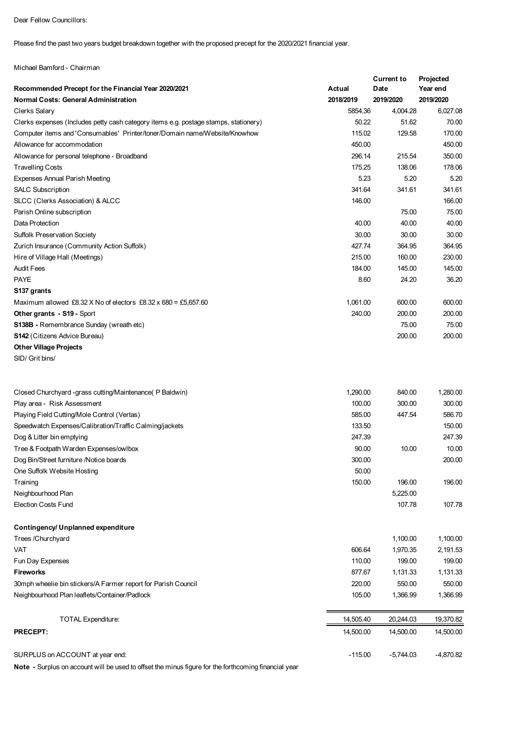Dear Fellow Councillors:

Please find the past two years budget breakdown together with the proposed precept for the 2020/2021 financial year.

Michael Bamford - Chairman

| **Recommended Precept for the Financial Year 2020/2021** | **Actual** | **Current to Date** | **Projected Year end** |
|---|---|---|---|
| **Normal Costs: General Administration** | **2018/2019** | **2019/2020** | **2019/2020** |
| Clerks Salary | 5854.36 | 4,004.28 | 6,027.08 |
| Clerks expenses (Includes petty cash category items e.g. postage stamps, stationery) | 50.22 | 51.62 | 70.00 |
| Computer items and 'Consumables' Printer/toner/Domain name/Website/Knowhow | 115.02 | 129.58 | 170.00 |
| Allowance for accommodation | 450.00 | | 450.00 |
| Allowance for personal telephone - Broadband | 296.14 | 215.54 | 350.00 |
| Travelling Costs | 175.25 | 138.06 | 178.06 |
| Expenses Annual Parish Meeting | 5.23 | 5.20 | 5.20 |
| SALC Subscription | 341.64 | 341.61 | 341.61 |
| SLCC (Clerks Association) & ALCC | 146.00 | | 166.00 |
| Parish Online subscription | | 75.00 | 75.00 |
| Data Protection | 40.00 | 40.00 | 40.00 |
| Suffolk Preservation Society | 30.00 | 30.00 | 30.00 |
| Zurich Insurance (Community Action Suffolk) | 427.74 | 364.95 | 364.95 |
| Hire of Village Hall (Meetings) | 215.00 | 160.00 | 230.00 |
| Audit Fees | 184.00 | 145.00 | 145.00 |
| PAYE | 8.60 | 24.20 | 36.20 |
| **S137 grants** | | | |
| Maximum allowed £8.32 X No of electors £8.32 x 680 = £5,657.60 | 1,061.00 | 600.00 | 600.00 |
| **Other grants - S19 -** Sport | 240.00 | 200.00 | 200.00 |
| **S138B -** Remembrance Sunday (wreath etc) | | 75.00 | 75.00 |
| **S142** (Citizens Advice Bureau) | | 200.00 | 200.00 |
| **Other Village Projects** | | | |
| SID/ Grit bins/ | | | |
| Closed Churchyard -grass cutting/Maintenance( P Baldwin) | 1,290.00 | 840.00 | 1,280.00 |
| Play area - Risk Assessment | 100.00 | 300.00 | 300.00 |
| Playing Field Cutting/Mole Control (Vertas) | 585.00 | 447.54 | 586.70 |
| Speedwatch Expenses/Calibration/Traffic Calming/jackets | 133.50 | | 150.00 |
| Dog & Litter bin emptying | 247.39 | | 247.39 |
| Tree & Footpath Warden Expenses/owlbox | 90.00 | 10.00 | 10.00 |
| Dog Bin/Street furniture /Notice boards | 300.00 | | 200.00 |
| One Suffolk Website Hosting | 50.00 | | |
| Training | 150.00 | 196.00 | 196.00 |
| Neighbourhood Plan | | 5,225.00 | |
| Election Costs Fund | | 107.78 | 107.78 |
| **Contingency/ Unplanned expenditure** | | | |
| Trees /Churchyard | | 1,100.00 | 1,100.00 |
| VAT | 606.64 | 1,970.35 | 2,191.53 |
| Fun Day Expenses | 110.00 | 199.00 | 199.00 |
| **Fireworks** | 877.67 | 1,131.33 | 1,131.33 |
| 30mph wheelie bin stickers/A Farmer report for Parish Council | 220.00 | 550.00 | 550.00 |
| Neighbourhood Plan leaflets/Container/Padlock | 105.00 | 1,366.99 | 1,366.99 |
| TOTAL Expenditure: | 14,505.40 | 20,244.03 | 19,370.82 |
| **PRECEPT:** | 14,500.00 | 14,500.00 | 14,500.00 |
| SURPLUS on ACCOUNT at year end: | -115.00 | -5,744.03 | -4,870.82 |

**Note -** Surplus on account will be used to offset the minus figure for the forthcoming financial year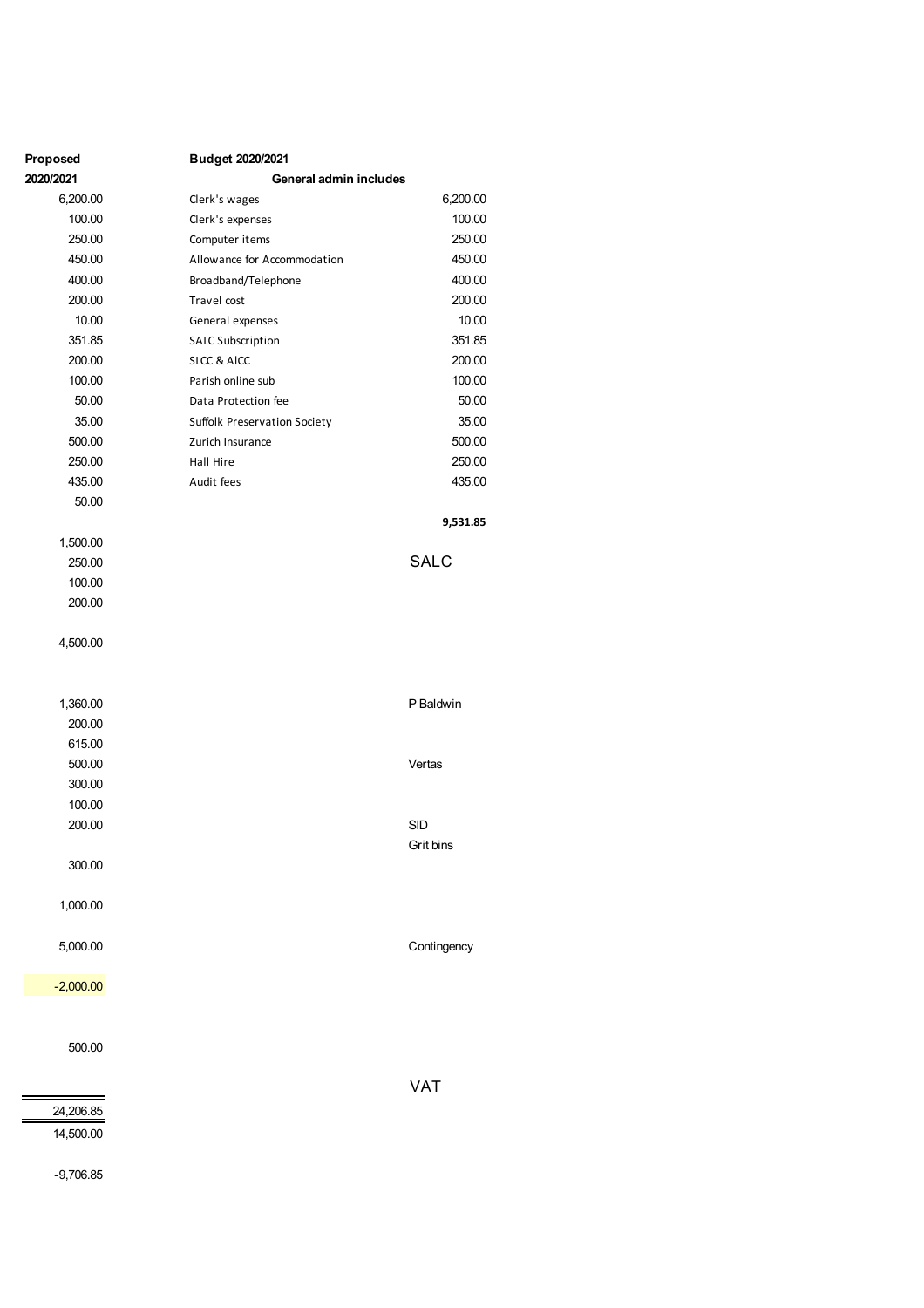| Proposed 2020/2021 | Budget 2020/2021 | |
|---|---|---|
| | **General admin includes** | |
| 6,200.00 | Clerk's wages | 6,200.00 |
| 100.00 | Clerk's expenses | 100.00 |
| 250.00 | Computer items | 250.00 |
| 450.00 | Allowance for Accommodation | 450.00 |
| 400.00 | Broadband/Telephone | 400.00 |
| 200.00 | Travel cost | 200.00 |
| 10.00 | General expenses | 10.00 |
| 351.85 | SALC Subscription | 351.85 |
| 200.00 | SLCC & AICC | 200.00 |
| 100.00 | Parish online sub | 100.00 |
| 50.00 | Data Protection fee | 50.00 |
| 35.00 | Suffolk Preservation Society | 35.00 |
| 500.00 | Zurich Insurance | 500.00 |
| 250.00 | Hall Hire | 250.00 |
| 435.00 | Audit fees | 435.00 |
| 50.00 | | |
| | | **9,531.85** |
| 1,500.00 | | |
| 250.00 | | SALC |
| 100.00 | | |
| 200.00 | | |
| 4,500.00 | | |
| 1,360.00 | | P Baldwin |
| 200.00 | | |
| 615.00 | | |
| 500.00 | | Vertas |
| 300.00 | | |
| 100.00 | | |
| 200.00 | | SID |
| | | Grit bins |
| 300.00 | | |
| 1,000.00 | | |
| 5,000.00 | | Contingency |
| -2,000.00 | | |
| 500.00 | | |
| | | VAT |
| 24,206.85 | | |
| 14,500.00 | | |
| -9,706.85 | | |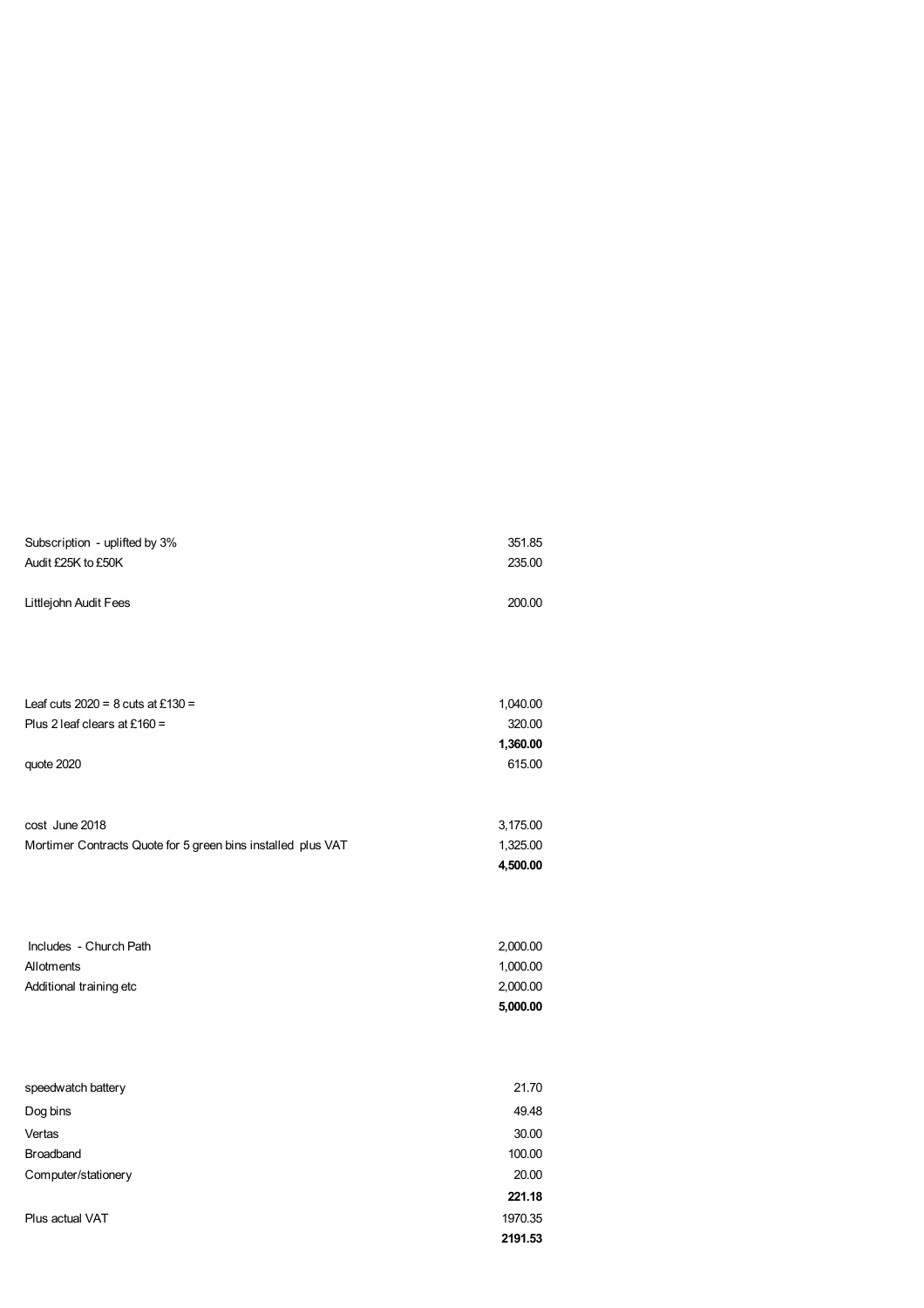| | |
|---|---|
| Subscription - uplifted by 3% | 351.85 |
| Audit £25K to £50K | 235.00 |
| | |
| Littlejohn Audit Fees | 200.00 |
| | |
| Leaf cuts 2020 = 8 cuts at £130 = | 1,040.00 |
| Plus 2 leaf clears at £160 = | 320.00 |
| | **1,360.00** |
| quote 2020 | 615.00 |
| | |
| cost June 2018 | 3,175.00 |
| Mortimer Contracts Quote for 5 green bins installed plus VAT | 1,325.00 |
| | **4,500.00** |
| | |
| Includes - Church Path | 2,000.00 |
| Allotments | 1,000.00 |
| Additional training etc | 2,000.00 |
| | **5,000.00** |
| | |
| speedwatch battery | 21.70 |
| Dog bins | 49.48 |
| Vertas | 30.00 |
| Broadband | 100.00 |
| Computer/stationery | 20.00 |
| | **221.18** |
| Plus actual VAT | 1970.35 |
| | **2191.53** |